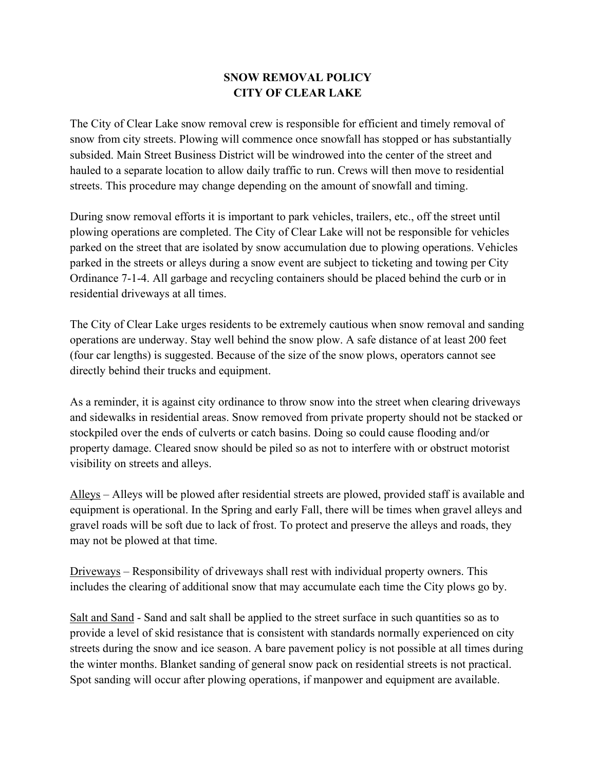# SNOW REMOVAL POLICY
# CITY OF CLEAR LAKE

The City of Clear Lake snow removal crew is responsible for efficient and timely removal of snow from city streets. Plowing will commence once snowfall has stopped or has substantially subsided. Main Street Business District will be windrowed into the center of the street and hauled to a separate location to allow daily traffic to run. Crews will then move to residential streets. This procedure may change depending on the amount of snowfall and timing.

During snow removal efforts it is important to park vehicles, trailers, etc., off the street until plowing operations are completed. The City of Clear Lake will not be responsible for vehicles parked on the street that are isolated by snow accumulation due to plowing operations. Vehicles parked in the streets or alleys during a snow event are subject to ticketing and towing per City Ordinance 7-1-4. All garbage and recycling containers should be placed behind the curb or in residential driveways at all times.

The City of Clear Lake urges residents to be extremely cautious when snow removal and sanding operations are underway. Stay well behind the snow plow. A safe distance of at least 200 feet (four car lengths) is suggested. Because of the size of the snow plows, operators cannot see directly behind their trucks and equipment.

As a reminder, it is against city ordinance to throw snow into the street when clearing driveways and sidewalks in residential areas. Snow removed from private property should not be stacked or stockpiled over the ends of culverts or catch basins. Doing so could cause flooding and/or property damage. Cleared snow should be piled so as not to interfere with or obstruct motorist visibility on streets and alleys.

<u>Alleys</u> – Alleys will be plowed after residential streets are plowed, provided staff is available and equipment is operational. In the Spring and early Fall, there will be times when gravel alleys and gravel roads will be soft due to lack of frost. To protect and preserve the alleys and roads, they may not be plowed at that time.

<u>Driveways</u> – Responsibility of driveways shall rest with individual property owners. This includes the clearing of additional snow that may accumulate each time the City plows go by.

<u>Salt and Sand</u> - Sand and salt shall be applied to the street surface in such quantities so as to provide a level of skid resistance that is consistent with standards normally experienced on city streets during the snow and ice season. A bare pavement policy is not possible at all times during the winter months. Blanket sanding of general snow pack on residential streets is not practical. Spot sanding will occur after plowing operations, if manpower and equipment are available.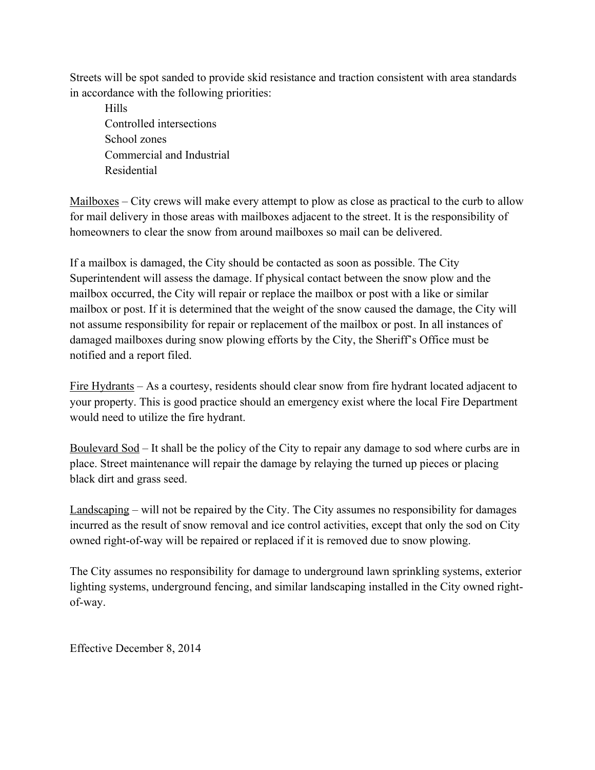Streets will be spot sanded to provide skid resistance and traction consistent with area standards in accordance with the following priorities:

- Hills
- Controlled intersections
- School zones
- Commercial and Industrial
- Residential

<u>Mailboxes</u> – City crews will make every attempt to plow as close as practical to the curb to allow for mail delivery in those areas with mailboxes adjacent to the street. It is the responsibility of homeowners to clear the snow from around mailboxes so mail can be delivered.

If a mailbox is damaged, the City should be contacted as soon as possible. The City Superintendent will assess the damage. If physical contact between the snow plow and the mailbox occurred, the City will repair or replace the mailbox or post with a like or similar mailbox or post. If it is determined that the weight of the snow caused the damage, the City will not assume responsibility for repair or replacement of the mailbox or post. In all instances of damaged mailboxes during snow plowing efforts by the City, the Sheriff's Office must be notified and a report filed.

<u>Fire Hydrants</u> – As a courtesy, residents should clear snow from fire hydrant located adjacent to your property. This is good practice should an emergency exist where the local Fire Department would need to utilize the fire hydrant.

<u>Boulevard Sod</u> – It shall be the policy of the City to repair any damage to sod where curbs are in place. Street maintenance will repair the damage by relaying the turned up pieces or placing black dirt and grass seed.

<u>Landscaping</u> – will not be repaired by the City. The City assumes no responsibility for damages incurred as the result of snow removal and ice control activities, except that only the sod on City owned right-of-way will be repaired or replaced if it is removed due to snow plowing.

The City assumes no responsibility for damage to underground lawn sprinkling systems, exterior lighting systems, underground fencing, and similar landscaping installed in the City owned right-of-way.

Effective December 8, 2014